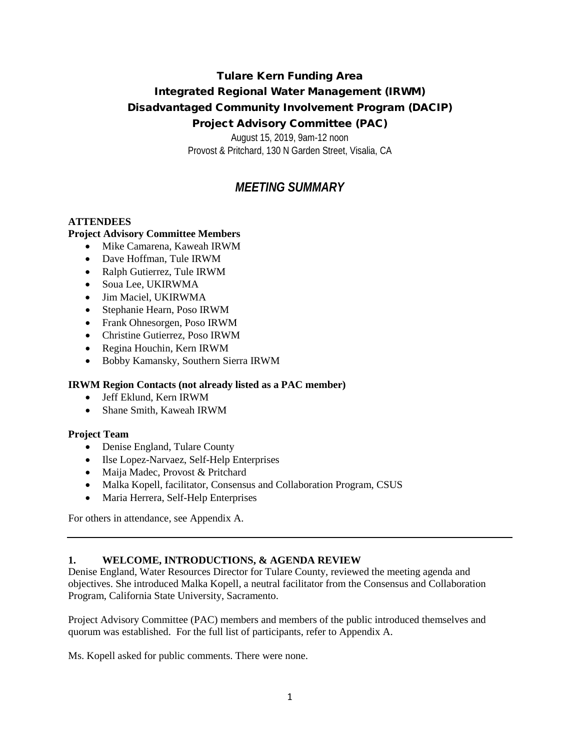# Tulare Kern Funding Area
# Integrated Regional Water Management (IRWM)
# Disadvantaged Community Involvement Program (DACIP)
# Project Advisory Committee (PAC)

August 15, 2019, 9am-12 noon
Provost & Pritchard, 130 N Garden Street, Visalia, CA

## *MEETING SUMMARY*

**ATTENDEES**

**Project Advisory Committee Members**

- Mike Camarena, Kaweah IRWM
- Dave Hoffman, Tule IRWM
- Ralph Gutierrez, Tule IRWM
- Soua Lee, UKIRWMA
- Jim Maciel, UKIRWMA
- Stephanie Hearn, Poso IRWM
- Frank Ohnesorgen, Poso IRWM
- Christine Gutierrez, Poso IRWM
- Regina Houchin, Kern IRWM
- Bobby Kamansky, Southern Sierra IRWM

**IRWM Region Contacts (not already listed as a PAC member)**

- Jeff Eklund, Kern IRWM
- Shane Smith, Kaweah IRWM

**Project Team**

- Denise England, Tulare County
- Ilse Lopez-Narvaez, Self-Help Enterprises
- Maija Madec, Provost & Pritchard
- Malka Kopell, facilitator, Consensus and Collaboration Program, CSUS
- Maria Herrera, Self-Help Enterprises

For others in attendance, see Appendix A.

---

**1. WELCOME, INTRODUCTIONS, & AGENDA REVIEW**

Denise England, Water Resources Director for Tulare County, reviewed the meeting agenda and objectives. She introduced Malka Kopell, a neutral facilitator from the Consensus and Collaboration Program, California State University, Sacramento.

Project Advisory Committee (PAC) members and members of the public introduced themselves and quorum was established. For the full list of participants, refer to Appendix A.

Ms. Kopell asked for public comments. There were none.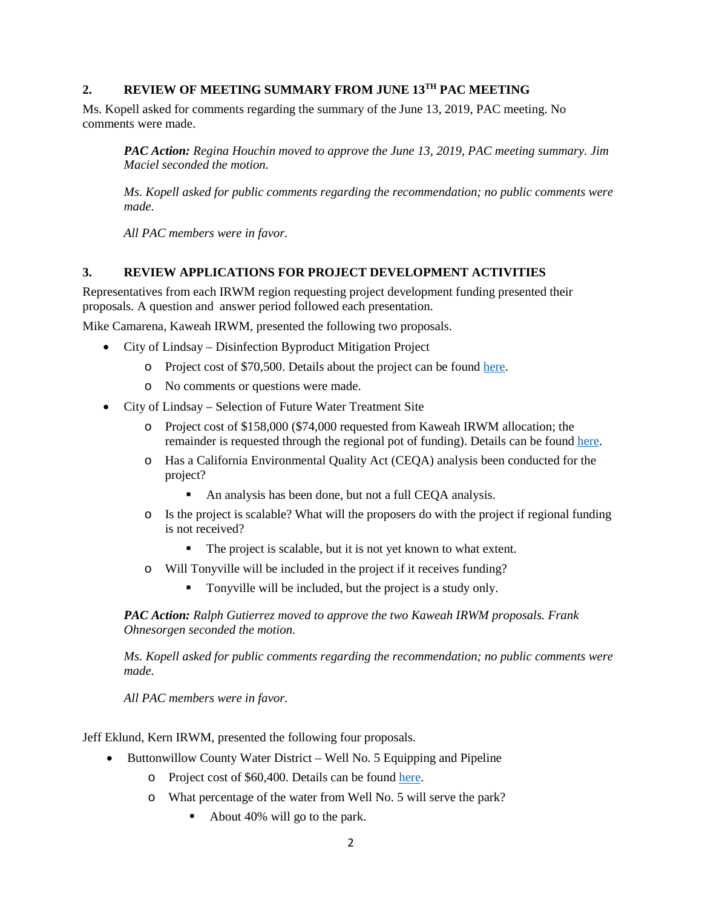## 2. REVIEW OF MEETING SUMMARY FROM JUNE 13TH PAC MEETING

Ms. Kopell asked for comments regarding the summary of the June 13, 2019, PAC meeting. No comments were made.

> ***PAC Action:*** *Regina Houchin moved to approve the June 13, 2019, PAC meeting summary. Jim Maciel seconded the motion.*
>
> *Ms. Kopell asked for public comments regarding the recommendation; no public comments were made.*
>
> *All PAC members were in favor.*

## 3. REVIEW APPLICATIONS FOR PROJECT DEVELOPMENT ACTIVITIES

Representatives from each IRWM region requesting project development funding presented their proposals. A question and answer period followed each presentation.

Mike Camarena, Kaweah IRWM, presented the following two proposals.

- City of Lindsay – Disinfection Byproduct Mitigation Project
  - Project cost of $70,500. Details about the project can be found here.
  - No comments or questions were made.
- City of Lindsay – Selection of Future Water Treatment Site
  - Project cost of $158,000 ($74,000 requested from Kaweah IRWM allocation; the remainder is requested through the regional pot of funding). Details can be found here.
  - Has a California Environmental Quality Act (CEQA) analysis been conducted for the project?
    - An analysis has been done, but not a full CEQA analysis.
  - Is the project is scalable? What will the proposers do with the project if regional funding is not received?
    - The project is scalable, but it is not yet known to what extent.
  - Will Tonyville will be included in the project if it receives funding?
    - Tonyville will be included, but the project is a study only.

> ***PAC Action:*** *Ralph Gutierrez moved to approve the two Kaweah IRWM proposals. Frank Ohnesorgen seconded the motion.*
>
> *Ms. Kopell asked for public comments regarding the recommendation; no public comments were made.*
>
> *All PAC members were in favor.*

Jeff Eklund, Kern IRWM, presented the following four proposals.

- Buttonwillow County Water District – Well No. 5 Equipping and Pipeline
  - Project cost of $60,400. Details can be found here.
  - What percentage of the water from Well No. 5 will serve the park?
    - About 40% will go to the park.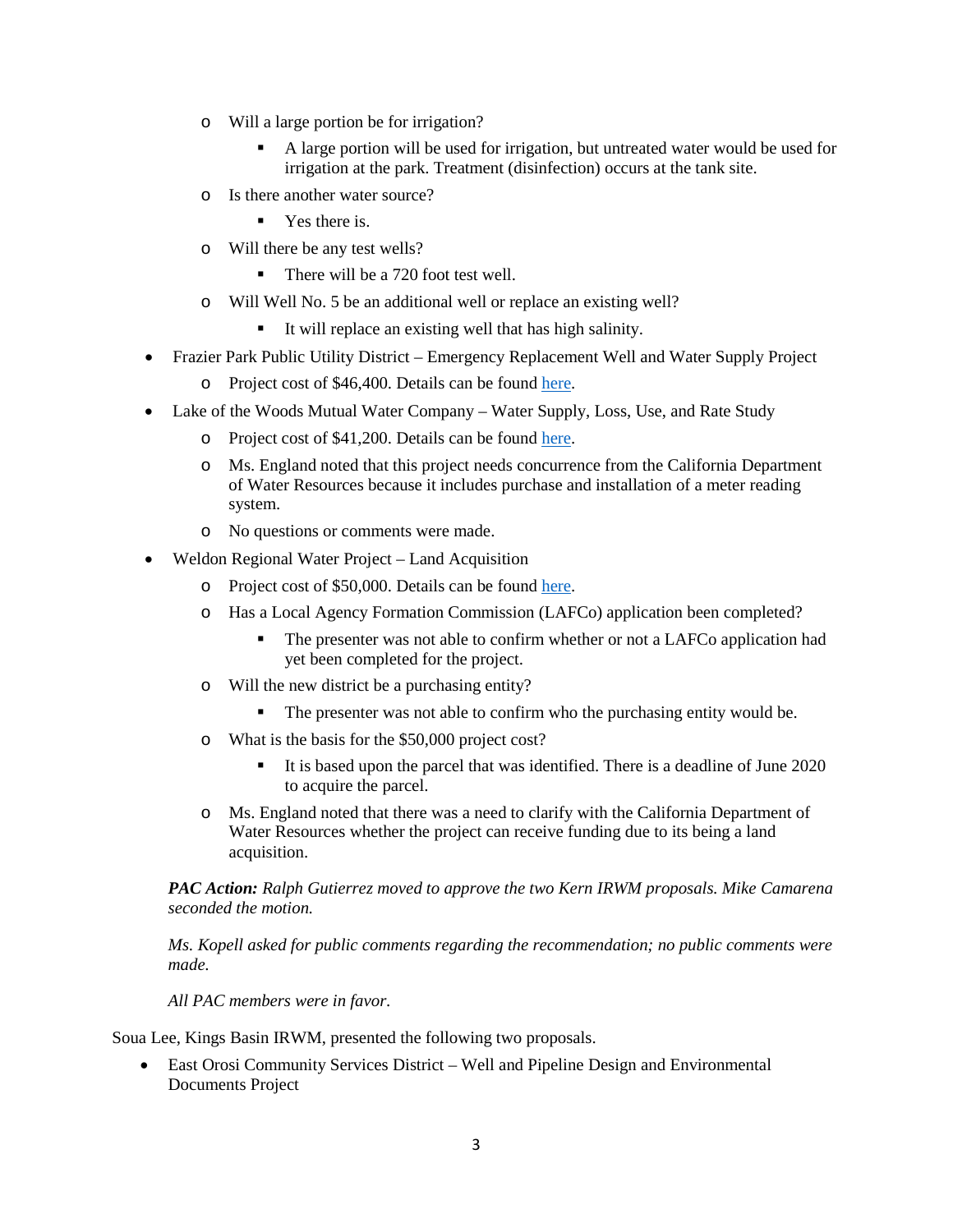- Will a large portion be for irrigation?
    - A large portion will be used for irrigation, but untreated water would be used for irrigation at the park. Treatment (disinfection) occurs at the tank site.
  - Is there another water source?
    - Yes there is.
  - Will there be any test wells?
    - There will be a 720 foot test well.
  - Will Well No. 5 be an additional well or replace an existing well?
    - It will replace an existing well that has high salinity.
- Frazier Park Public Utility District – Emergency Replacement Well and Water Supply Project
  - Project cost of $46,400. Details can be found here.
- Lake of the Woods Mutual Water Company – Water Supply, Loss, Use, and Rate Study
  - Project cost of $41,200. Details can be found here.
  - Ms. England noted that this project needs concurrence from the California Department of Water Resources because it includes purchase and installation of a meter reading system.
  - No questions or comments were made.
- Weldon Regional Water Project – Land Acquisition
  - Project cost of $50,000. Details can be found here.
  - Has a Local Agency Formation Commission (LAFCo) application been completed?
    - The presenter was not able to confirm whether or not a LAFCo application had yet been completed for the project.
  - Will the new district be a purchasing entity?
    - The presenter was not able to confirm who the purchasing entity would be.
  - What is the basis for the $50,000 project cost?
    - It is based upon the parcel that was identified. There is a deadline of June 2020 to acquire the parcel.
  - Ms. England noted that there was a need to clarify with the California Department of Water Resources whether the project can receive funding due to its being a land acquisition.

*__PAC Action:__ Ralph Gutierrez moved to approve the two Kern IRWM proposals. Mike Camarena seconded the motion.*

*Ms. Kopell asked for public comments regarding the recommendation; no public comments were made.*

*All PAC members were in favor.*

Soua Lee, Kings Basin IRWM, presented the following two proposals.

- East Orosi Community Services District – Well and Pipeline Design and Environmental Documents Project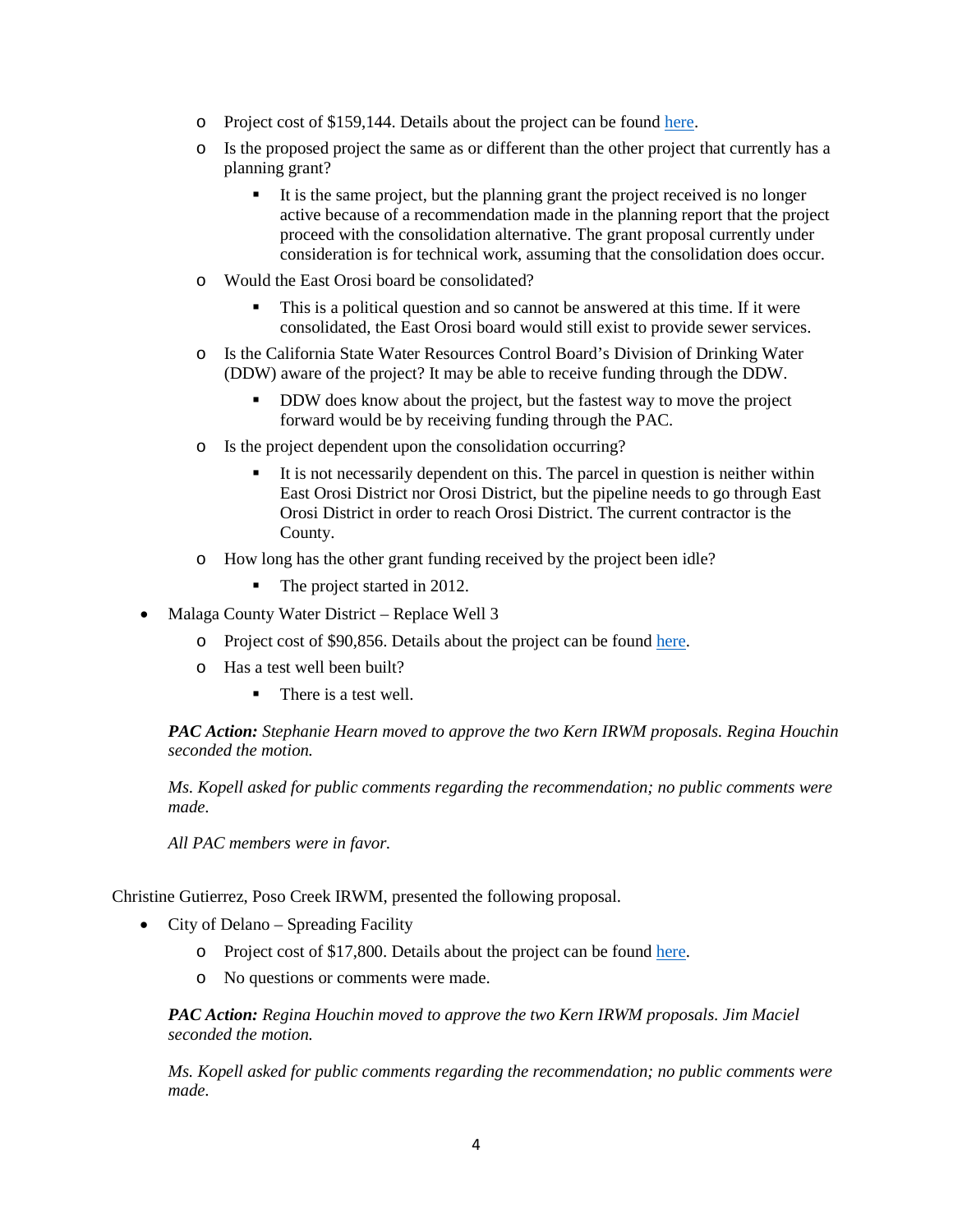- Project cost of $159,144. Details about the project can be found [here](#).
- Is the proposed project the same as or different than the other project that currently has a planning grant?
  - It is the same project, but the planning grant the project received is no longer active because of a recommendation made in the planning report that the project proceed with the consolidation alternative. The grant proposal currently under consideration is for technical work, assuming that the consolidation does occur.
- Would the East Orosi board be consolidated?
  - This is a political question and so cannot be answered at this time. If it were consolidated, the East Orosi board would still exist to provide sewer services.
- Is the California State Water Resources Control Board's Division of Drinking Water (DDW) aware of the project? It may be able to receive funding through the DDW.
  - DDW does know about the project, but the fastest way to move the project forward would be by receiving funding through the PAC.
- Is the project dependent upon the consolidation occurring?
  - It is not necessarily dependent on this. The parcel in question is neither within East Orosi District nor Orosi District, but the pipeline needs to go through East Orosi District in order to reach Orosi District. The current contractor is the County.
- How long has the other grant funding received by the project been idle?
  - The project started in 2012.

- Malaga County Water District – Replace Well 3
  - Project cost of $90,856. Details about the project can be found [here](#).
  - Has a test well been built?
    - There is a test well.

***PAC Action:** Stephanie Hearn moved to approve the two Kern IRWM proposals. Regina Houchin seconded the motion.*

*Ms. Kopell asked for public comments regarding the recommendation; no public comments were made.*

*All PAC members were in favor.*

Christine Gutierrez, Poso Creek IRWM, presented the following proposal.

- City of Delano – Spreading Facility
  - Project cost of $17,800. Details about the project can be found [here](#).
  - No questions or comments were made.

***PAC Action:** Regina Houchin moved to approve the two Kern IRWM proposals. Jim Maciel seconded the motion.*

*Ms. Kopell asked for public comments regarding the recommendation; no public comments were made.*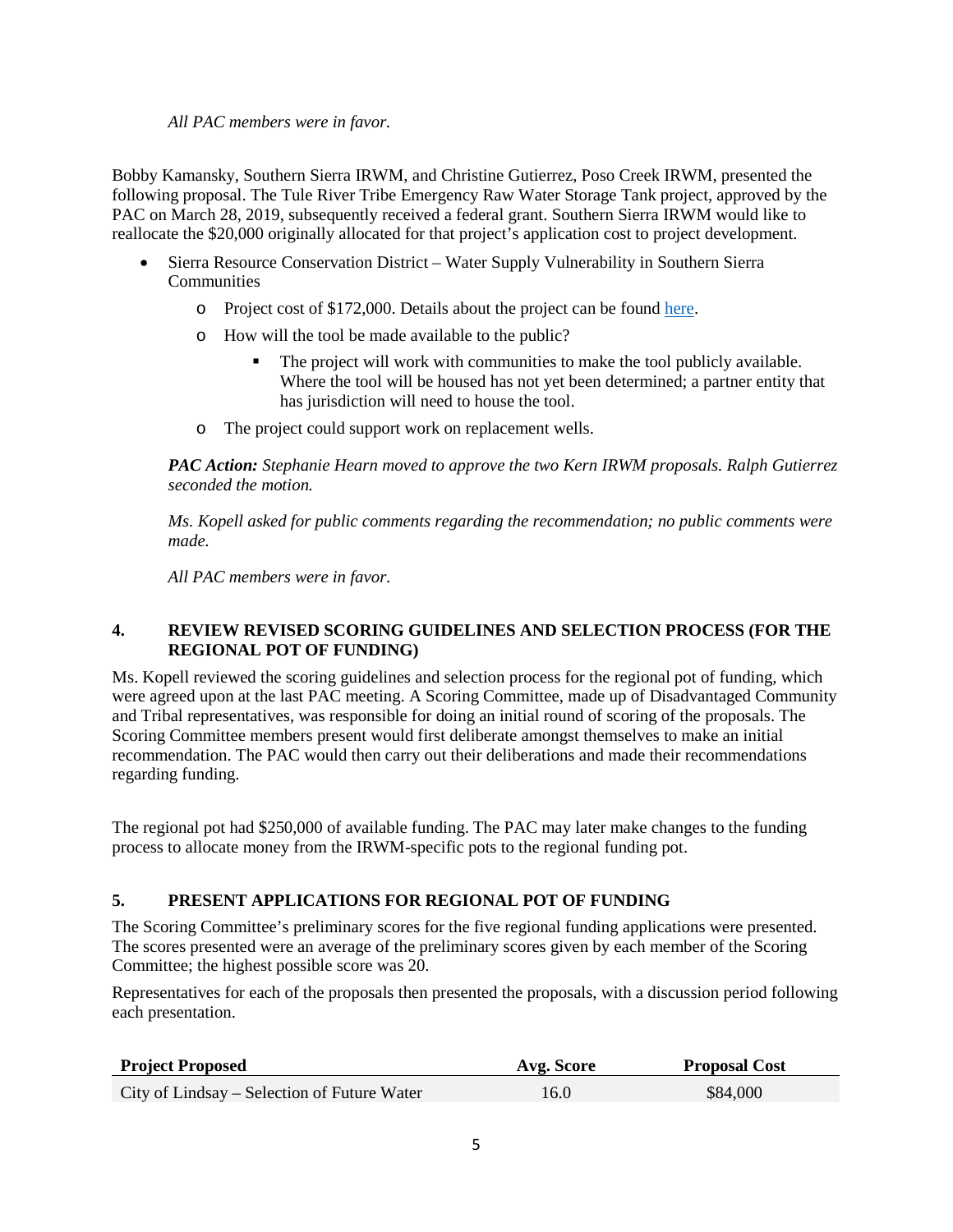*All PAC members were in favor.*

Bobby Kamansky, Southern Sierra IRWM, and Christine Gutierrez, Poso Creek IRWM, presented the following proposal. The Tule River Tribe Emergency Raw Water Storage Tank project, approved by the PAC on March 28, 2019, subsequently received a federal grant. Southern Sierra IRWM would like to reallocate the $20,000 originally allocated for that project's application cost to project development.

- Sierra Resource Conservation District – Water Supply Vulnerability in Southern Sierra Communities
  - Project cost of $172,000. Details about the project can be found here.
  - How will the tool be made available to the public?
    - The project will work with communities to make the tool publicly available. Where the tool will be housed has not yet been determined; a partner entity that has jurisdiction will need to house the tool.
  - The project could support work on replacement wells.

***PAC Action:*** *Stephanie Hearn moved to approve the two Kern IRWM proposals. Ralph Gutierrez seconded the motion.*

*Ms. Kopell asked for public comments regarding the recommendation; no public comments were made.*

*All PAC members were in favor.*

### 4. REVIEW REVISED SCORING GUIDELINES AND SELECTION PROCESS (FOR THE REGIONAL POT OF FUNDING)

Ms. Kopell reviewed the scoring guidelines and selection process for the regional pot of funding, which were agreed upon at the last PAC meeting. A Scoring Committee, made up of Disadvantaged Community and Tribal representatives, was responsible for doing an initial round of scoring of the proposals. The Scoring Committee members present would first deliberate amongst themselves to make an initial recommendation. The PAC would then carry out their deliberations and made their recommendations regarding funding.

The regional pot had $250,000 of available funding. The PAC may later make changes to the funding process to allocate money from the IRWM-specific pots to the regional funding pot.

### 5. PRESENT APPLICATIONS FOR REGIONAL POT OF FUNDING

The Scoring Committee's preliminary scores for the five regional funding applications were presented. The scores presented were an average of the preliminary scores given by each member of the Scoring Committee; the highest possible score was 20.

Representatives for each of the proposals then presented the proposals, with a discussion period following each presentation.

| Project Proposed | Avg. Score | Proposal Cost |
|---|---|---|
| City of Lindsay – Selection of Future Water | 16.0 | $84,000 |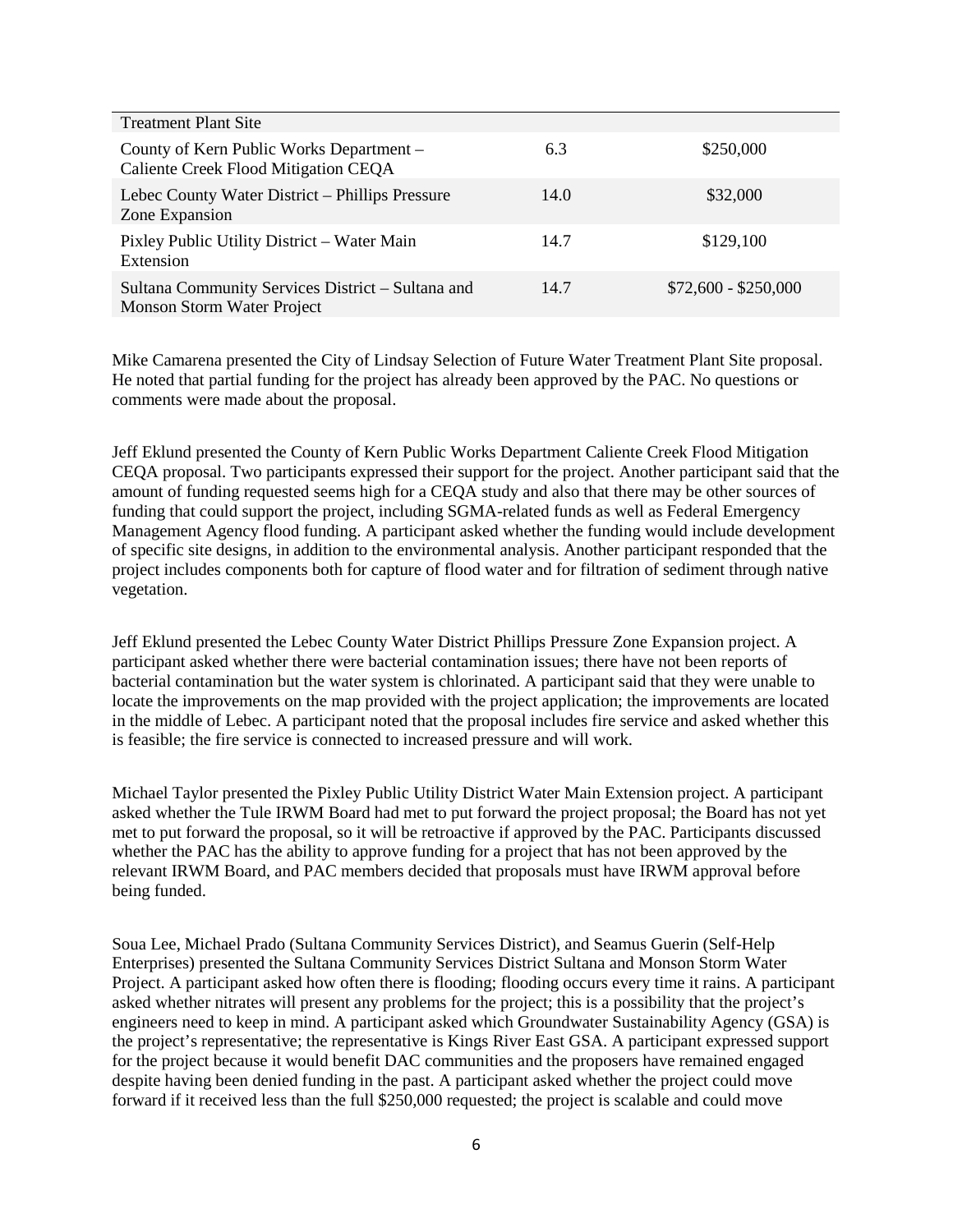| Treatment Plant Site | | |
|---|---|---|
| County of Kern Public Works Department – Caliente Creek Flood Mitigation CEQA | 6.3 | $250,000 |
| Lebec County Water District – Phillips Pressure Zone Expansion | 14.0 | $32,000 |
| Pixley Public Utility District – Water Main Extension | 14.7 | $129,100 |
| Sultana Community Services District – Sultana and Monson Storm Water Project | 14.7 | $72,600 - $250,000 |

Mike Camarena presented the City of Lindsay Selection of Future Water Treatment Plant Site proposal. He noted that partial funding for the project has already been approved by the PAC. No questions or comments were made about the proposal.

Jeff Eklund presented the County of Kern Public Works Department Caliente Creek Flood Mitigation CEQA proposal. Two participants expressed their support for the project. Another participant said that the amount of funding requested seems high for a CEQA study and also that there may be other sources of funding that could support the project, including SGMA-related funds as well as Federal Emergency Management Agency flood funding. A participant asked whether the funding would include development of specific site designs, in addition to the environmental analysis. Another participant responded that the project includes components both for capture of flood water and for filtration of sediment through native vegetation.

Jeff Eklund presented the Lebec County Water District Phillips Pressure Zone Expansion project. A participant asked whether there were bacterial contamination issues; there have not been reports of bacterial contamination but the water system is chlorinated. A participant said that they were unable to locate the improvements on the map provided with the project application; the improvements are located in the middle of Lebec. A participant noted that the proposal includes fire service and asked whether this is feasible; the fire service is connected to increased pressure and will work.

Michael Taylor presented the Pixley Public Utility District Water Main Extension project. A participant asked whether the Tule IRWM Board had met to put forward the project proposal; the Board has not yet met to put forward the proposal, so it will be retroactive if approved by the PAC. Participants discussed whether the PAC has the ability to approve funding for a project that has not been approved by the relevant IRWM Board, and PAC members decided that proposals must have IRWM approval before being funded.

Soua Lee, Michael Prado (Sultana Community Services District), and Seamus Guerin (Self-Help Enterprises) presented the Sultana Community Services District Sultana and Monson Storm Water Project. A participant asked how often there is flooding; flooding occurs every time it rains. A participant asked whether nitrates will present any problems for the project; this is a possibility that the project's engineers need to keep in mind. A participant asked which Groundwater Sustainability Agency (GSA) is the project's representative; the representative is Kings River East GSA. A participant expressed support for the project because it would benefit DAC communities and the proposers have remained engaged despite having been denied funding in the past. A participant asked whether the project could move forward if it received less than the full $250,000 requested; the project is scalable and could move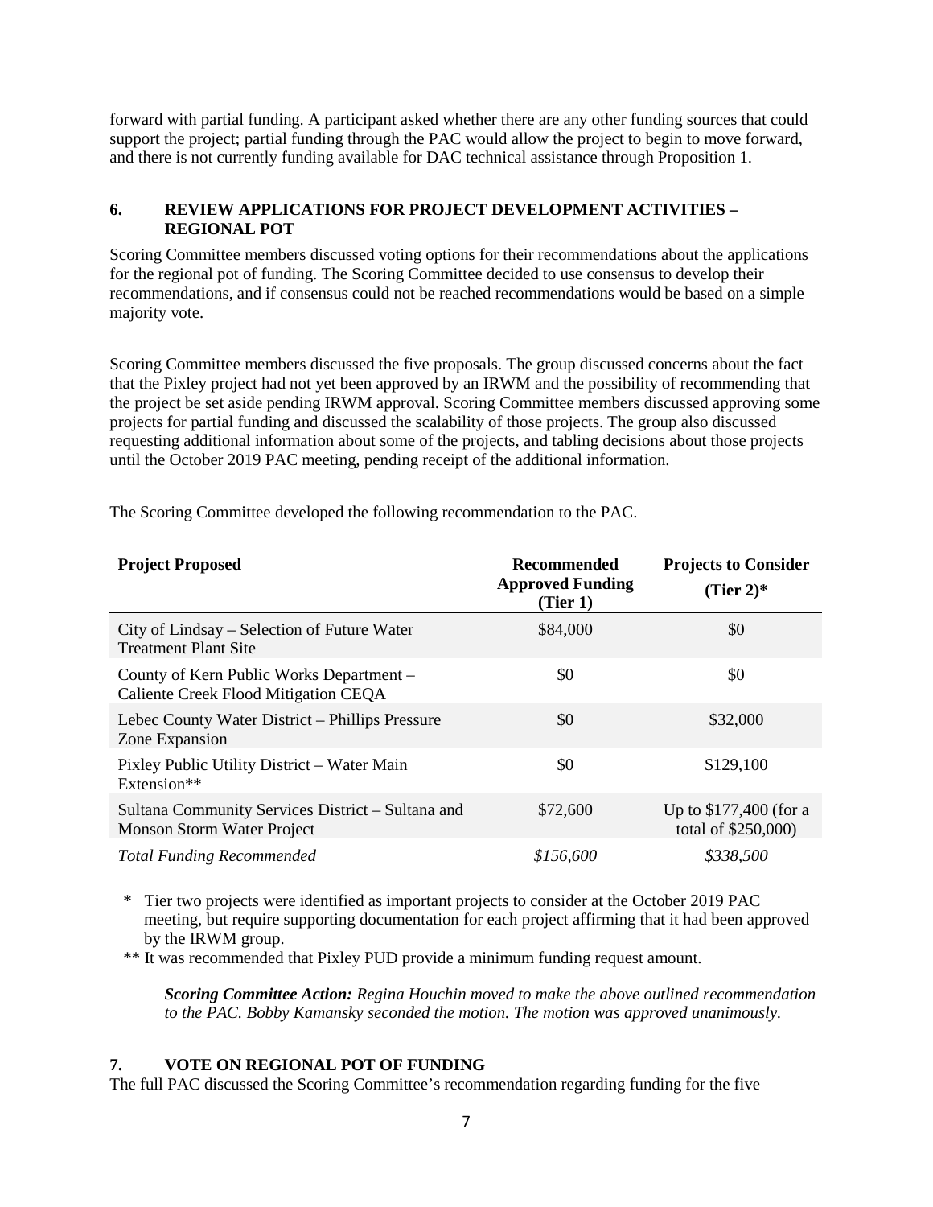forward with partial funding. A participant asked whether there are any other funding sources that could support the project; partial funding through the PAC would allow the project to begin to move forward, and there is not currently funding available for DAC technical assistance through Proposition 1.

## 6. REVIEW APPLICATIONS FOR PROJECT DEVELOPMENT ACTIVITIES – REGIONAL POT

Scoring Committee members discussed voting options for their recommendations about the applications for the regional pot of funding. The Scoring Committee decided to use consensus to develop their recommendations, and if consensus could not be reached recommendations would be based on a simple majority vote.

Scoring Committee members discussed the five proposals. The group discussed concerns about the fact that the Pixley project had not yet been approved by an IRWM and the possibility of recommending that the project be set aside pending IRWM approval. Scoring Committee members discussed approving some projects for partial funding and discussed the scalability of those projects. The group also discussed requesting additional information about some of the projects, and tabling decisions about those projects until the October 2019 PAC meeting, pending receipt of the additional information.

The Scoring Committee developed the following recommendation to the PAC.

| Project Proposed | Recommended Approved Funding (Tier 1) | Projects to Consider (Tier 2)* |
|---|---|---|
| City of Lindsay – Selection of Future Water Treatment Plant Site | $84,000 | $0 |
| County of Kern Public Works Department – Caliente Creek Flood Mitigation CEQA | $0 | $0 |
| Lebec County Water District – Phillips Pressure Zone Expansion | $0 | $32,000 |
| Pixley Public Utility District – Water Main Extension** | $0 | $129,100 |
| Sultana Community Services District – Sultana and Monson Storm Water Project | $72,600 | Up to $177,400 (for a total of $250,000) |
| *Total Funding Recommended* | *$156,600* | *$338,500* |

\* Tier two projects were identified as important projects to consider at the October 2019 PAC meeting, but require supporting documentation for each project affirming that it had been approved by the IRWM group.

** It was recommended that Pixley PUD provide a minimum funding request amount.

> ***Scoring Committee Action:*** *Regina Houchin moved to make the above outlined recommendation to the PAC. Bobby Kamansky seconded the motion. The motion was approved unanimously.*

## 7. VOTE ON REGIONAL POT OF FUNDING

The full PAC discussed the Scoring Committee's recommendation regarding funding for the five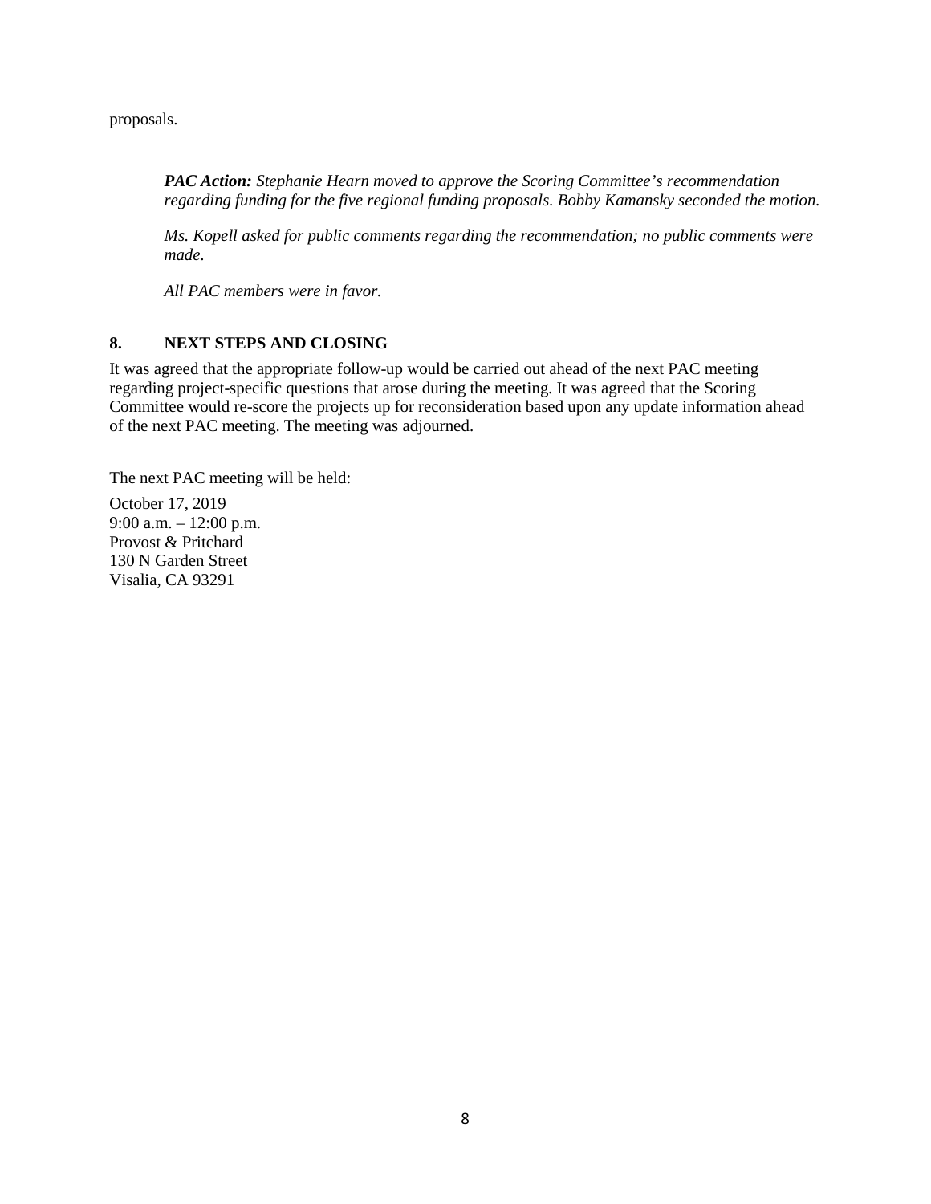proposals.

> ***PAC Action:*** *Stephanie Hearn moved to approve the Scoring Committee's recommendation regarding funding for the five regional funding proposals. Bobby Kamansky seconded the motion.*
>
> *Ms. Kopell asked for public comments regarding the recommendation; no public comments were made.*
>
> *All PAC members were in favor.*

## 8. NEXT STEPS AND CLOSING

It was agreed that the appropriate follow-up would be carried out ahead of the next PAC meeting regarding project-specific questions that arose during the meeting. It was agreed that the Scoring Committee would re-score the projects up for reconsideration based upon any update information ahead of the next PAC meeting. The meeting was adjourned.

The next PAC meeting will be held:

October 17, 2019
9:00 a.m. – 12:00 p.m.
Provost & Pritchard
130 N Garden Street
Visalia, CA 93291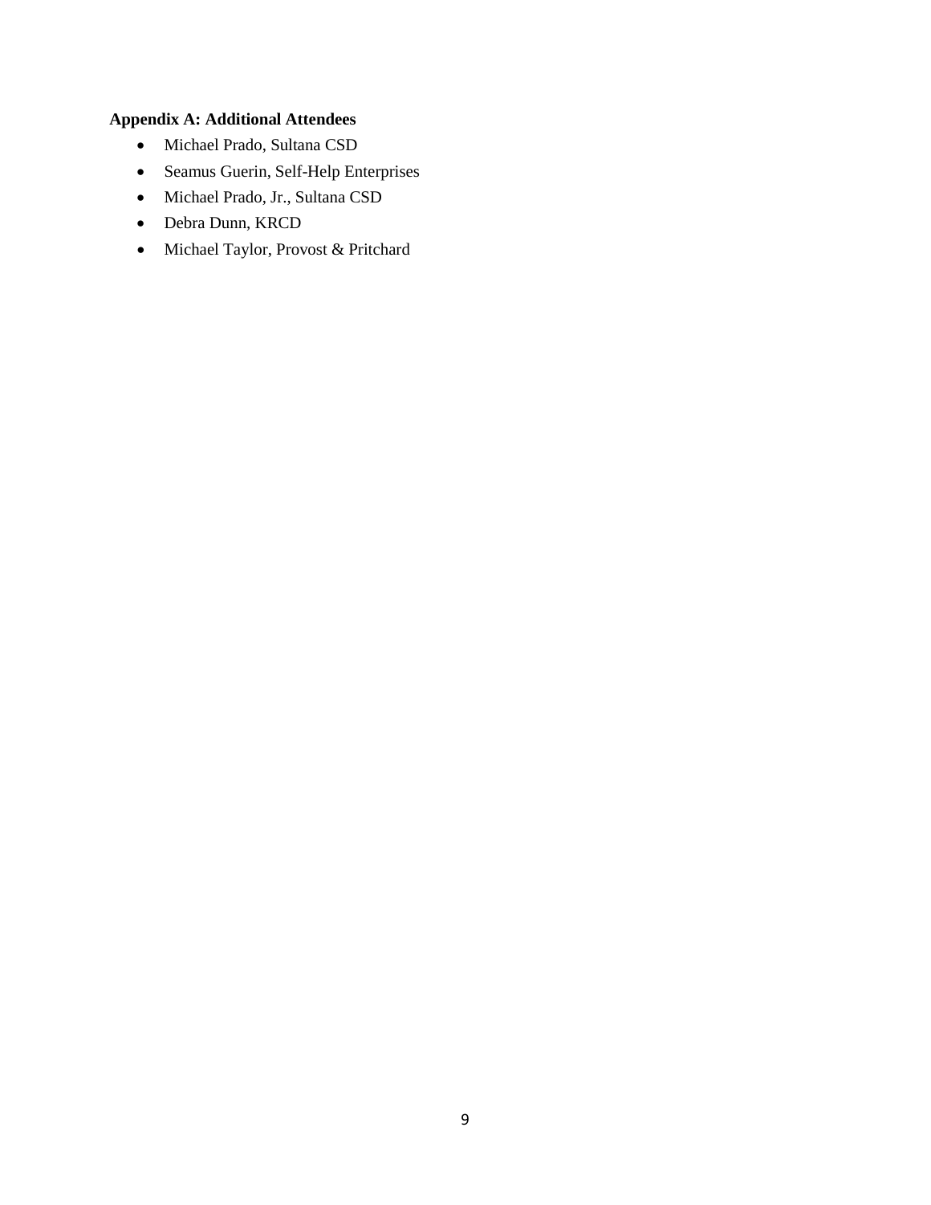**Appendix A: Additional Attendees**

- Michael Prado, Sultana CSD
- Seamus Guerin, Self-Help Enterprises
- Michael Prado, Jr., Sultana CSD
- Debra Dunn, KRCD
- Michael Taylor, Provost & Pritchard